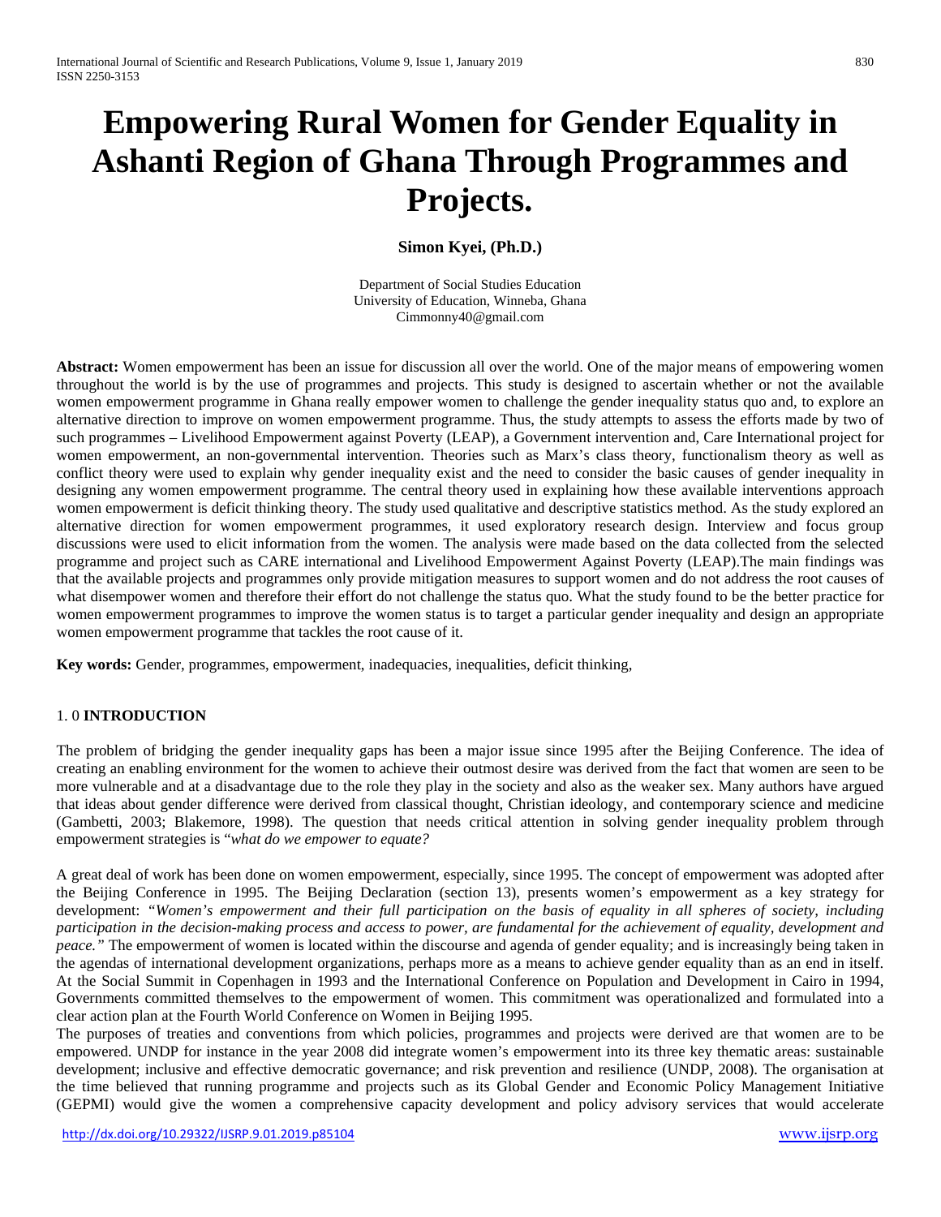# Empowering Rural Women for Gender Equality in Ashanti Region of Ghana Through Programmes and Projects.

**Simon Kyei, (Ph.D.)**

Department of Social Studies Education
University of Education, Winneba, Ghana
Cimmonny40@gmail.com

**Abstract:** Women empowerment has been an issue for discussion all over the world. One of the major means of empowering women throughout the world is by the use of programmes and projects. This study is designed to ascertain whether or not the available women empowerment programme in Ghana really empower women to challenge the gender inequality status quo and, to explore an alternative direction to improve on women empowerment programme. Thus, the study attempts to assess the efforts made by two of such programmes – Livelihood Empowerment against Poverty (LEAP), a Government intervention and, Care International project for women empowerment, an non-governmental intervention. Theories such as Marx's class theory, functionalism theory as well as conflict theory were used to explain why gender inequality exist and the need to consider the basic causes of gender inequality in designing any women empowerment programme. The central theory used in explaining how these available interventions approach women empowerment is deficit thinking theory. The study used qualitative and descriptive statistics method. As the study explored an alternative direction for women empowerment programmes, it used exploratory research design. Interview and focus group discussions were used to elicit information from the women. The analysis were made based on the data collected from the selected programme and project such as CARE international and Livelihood Empowerment Against Poverty (LEAP).The main findings was that the available projects and programmes only provide mitigation measures to support women and do not address the root causes of what disempower women and therefore their effort do not challenge the status quo. What the study found to be the better practice for women empowerment programmes to improve the women status is to target a particular gender inequality and design an appropriate women empowerment programme that tackles the root cause of it.

**Key words:** Gender, programmes, empowerment, inadequacies, inequalities, deficit thinking,

## 1. 0 INTRODUCTION

The problem of bridging the gender inequality gaps has been a major issue since 1995 after the Beijing Conference. The idea of creating an enabling environment for the women to achieve their outmost desire was derived from the fact that women are seen to be more vulnerable and at a disadvantage due to the role they play in the society and also as the weaker sex. Many authors have argued that ideas about gender difference were derived from classical thought, Christian ideology, and contemporary science and medicine (Gambetti, 2003; Blakemore, 1998). The question that needs critical attention in solving gender inequality problem through empowerment strategies is "*what do we empower to equate?*

A great deal of work has been done on women empowerment, especially, since 1995. The concept of empowerment was adopted after the Beijing Conference in 1995. The Beijing Declaration (section 13), presents women's empowerment as a key strategy for development: *"Women's empowerment and their full participation on the basis of equality in all spheres of society, including participation in the decision-making process and access to power, are fundamental for the achievement of equality, development and peace."* The empowerment of women is located within the discourse and agenda of gender equality; and is increasingly being taken in the agendas of international development organizations, perhaps more as a means to achieve gender equality than as an end in itself. At the Social Summit in Copenhagen in 1993 and the International Conference on Population and Development in Cairo in 1994, Governments committed themselves to the empowerment of women. This commitment was operationalized and formulated into a clear action plan at the Fourth World Conference on Women in Beijing 1995.

The purposes of treaties and conventions from which policies, programmes and projects were derived are that women are to be empowered. UNDP for instance in the year 2008 did integrate women's empowerment into its three key thematic areas: sustainable development; inclusive and effective democratic governance; and risk prevention and resilience (UNDP, 2008). The organisation at the time believed that running programme and projects such as its Global Gender and Economic Policy Management Initiative (GEPMI) would give the women a comprehensive capacity development and policy advisory services that would accelerate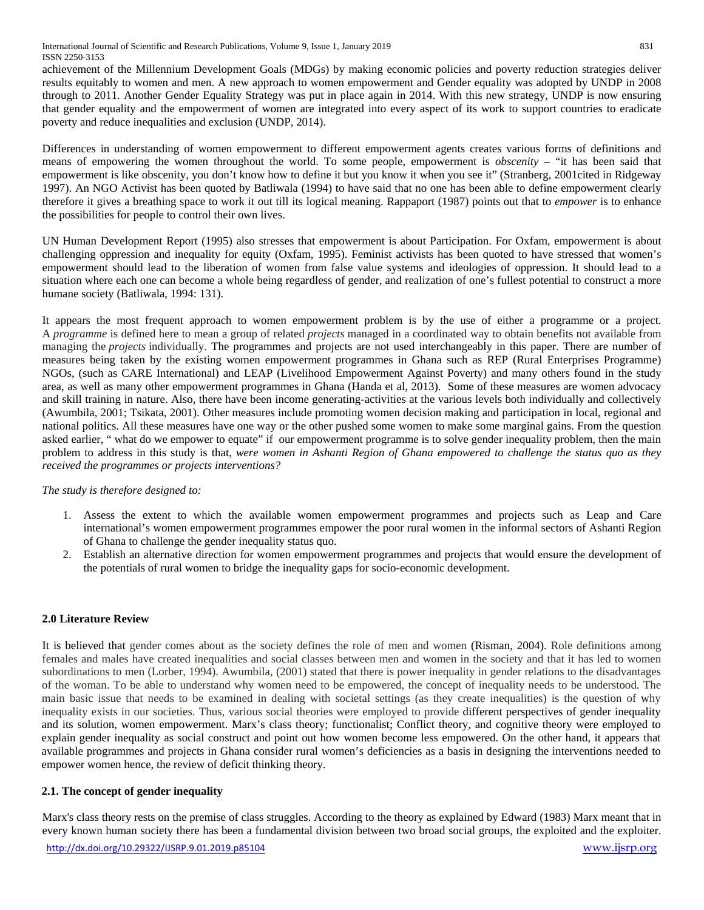achievement of the Millennium Development Goals (MDGs) by making economic policies and poverty reduction strategies deliver results equitably to women and men. A new approach to women empowerment and Gender equality was adopted by UNDP in 2008 through to 2011. Another Gender Equality Strategy was put in place again in 2014. With this new strategy, UNDP is now ensuring that gender equality and the empowerment of women are integrated into every aspect of its work to support countries to eradicate poverty and reduce inequalities and exclusion (UNDP, 2014).

Differences in understanding of women empowerment to different empowerment agents creates various forms of definitions and means of empowering the women throughout the world. To some people, empowerment is *obscenity* – "it has been said that empowerment is like obscenity, you don't know how to define it but you know it when you see it" (Stranberg, 2001cited in Ridgeway 1997). An NGO Activist has been quoted by Batliwala (1994) to have said that no one has been able to define empowerment clearly therefore it gives a breathing space to work it out till its logical meaning. Rappaport (1987) points out that to *empower* is to enhance the possibilities for people to control their own lives.

UN Human Development Report (1995) also stresses that empowerment is about Participation. For Oxfam, empowerment is about challenging oppression and inequality for equity (Oxfam, 1995). Feminist activists has been quoted to have stressed that women's empowerment should lead to the liberation of women from false value systems and ideologies of oppression. It should lead to a situation where each one can become a whole being regardless of gender, and realization of one's fullest potential to construct a more humane society (Batliwala, 1994: 131).

It appears the most frequent approach to women empowerment problem is by the use of either a programme or a project. A *programme* is defined here to mean a group of related *projects* managed in a coordinated way to obtain benefits not available from managing the *projects* individually. The programmes and projects are not used interchangeably in this paper. There are number of measures being taken by the existing women empowerment programmes in Ghana such as REP (Rural Enterprises Programme) NGOs, (such as CARE International) and LEAP (Livelihood Empowerment Against Poverty) and many others found in the study area, as well as many other empowerment programmes in Ghana (Handa et al, 2013). Some of these measures are women advocacy and skill training in nature. Also, there have been income generating-activities at the various levels both individually and collectively (Awumbila, 2001; Tsikata, 2001). Other measures include promoting women decision making and participation in local, regional and national politics. All these measures have one way or the other pushed some women to make some marginal gains. From the question asked earlier, " what do we empower to equate" if our empowerment programme is to solve gender inequality problem, then the main problem to address in this study is that, *were women in Ashanti Region of Ghana empowered to challenge the status quo as they received the programmes or projects interventions?*

*The study is therefore designed to:*

1. Assess the extent to which the available women empowerment programmes and projects such as Leap and Care international's women empowerment programmes empower the poor rural women in the informal sectors of Ashanti Region of Ghana to challenge the gender inequality status quo.
2. Establish an alternative direction for women empowerment programmes and projects that would ensure the development of the potentials of rural women to bridge the inequality gaps for socio-economic development.

## 2.0 Literature Review

It is believed that gender comes about as the society defines the role of men and women (Risman, 2004). Role definitions among females and males have created inequalities and social classes between men and women in the society and that it has led to women subordinations to men (Lorber, 1994). Awumbila, (2001) stated that there is power inequality in gender relations to the disadvantages of the woman. To be able to understand why women need to be empowered, the concept of inequality needs to be understood. The main basic issue that needs to be examined in dealing with societal settings (as they create inequalities) is the question of why inequality exists in our societies. Thus, various social theories were employed to provide different perspectives of gender inequality and its solution, women empowerment. Marx's class theory; functionalist; Conflict theory, and cognitive theory were employed to explain gender inequality as social construct and point out how women become less empowered. On the other hand, it appears that available programmes and projects in Ghana consider rural women's deficiencies as a basis in designing the interventions needed to empower women hence, the review of deficit thinking theory.

### 2.1. The concept of gender inequality

Marx's class theory rests on the premise of class struggles. According to the theory as explained by Edward (1983) Marx meant that in every known human society there has been a fundamental division between two broad social groups, the exploited and the exploiter.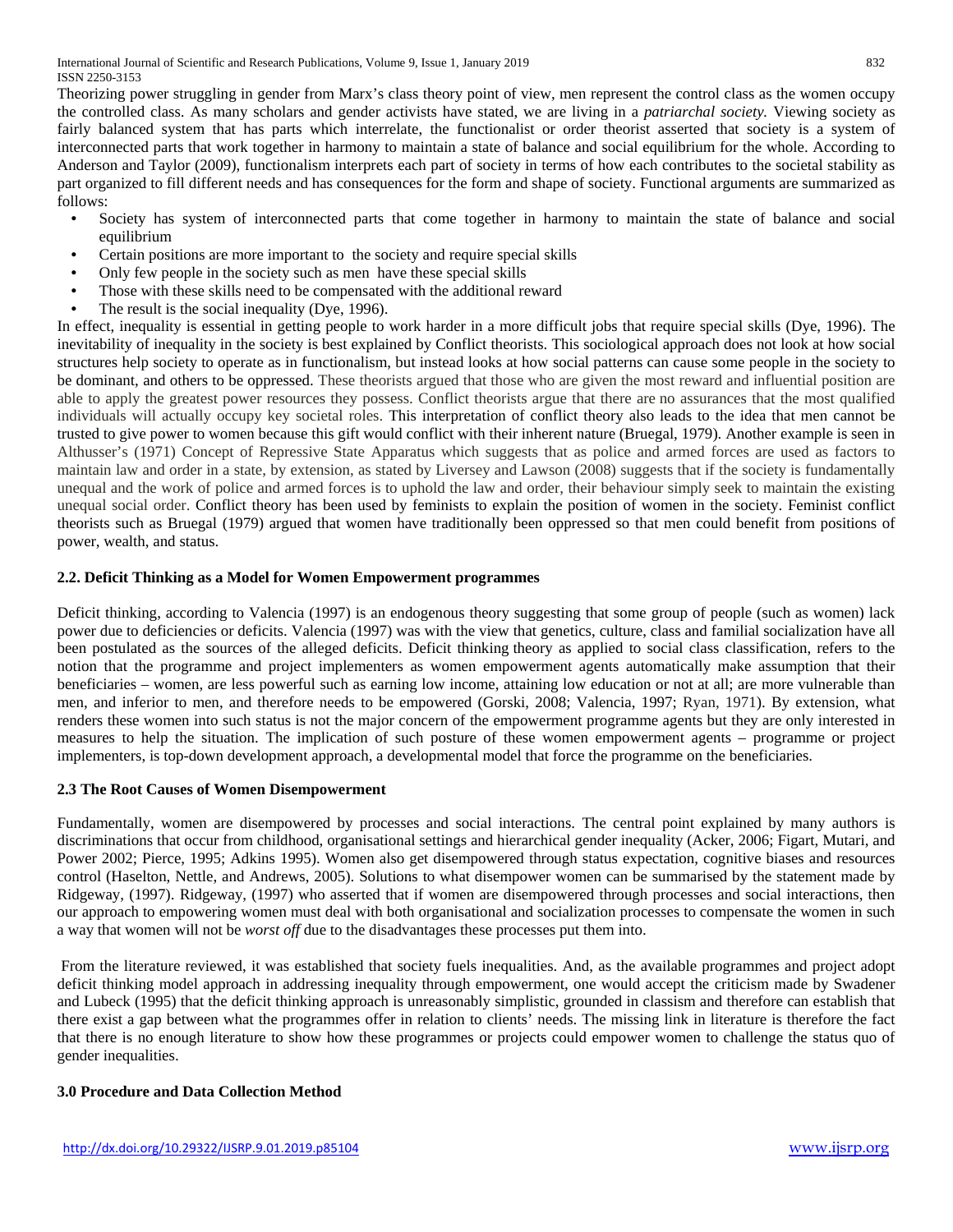Theorizing power struggling in gender from Marx's class theory point of view, men represent the control class as the women occupy the controlled class. As many scholars and gender activists have stated, we are living in a *patriarchal society.* Viewing society as fairly balanced system that has parts which interrelate, the functionalist or order theorist asserted that society is a system of interconnected parts that work together in harmony to maintain a state of balance and social equilibrium for the whole. According to Anderson and Taylor (2009), functionalism interprets each part of society in terms of how each contributes to the societal stability as part organized to fill different needs and has consequences for the form and shape of society. Functional arguments are summarized as follows:

- Society has system of interconnected parts that come together in harmony to maintain the state of balance and social equilibrium
- Certain positions are more important to the society and require special skills
- Only few people in the society such as men have these special skills
- Those with these skills need to be compensated with the additional reward
- The result is the social inequality (Dye, 1996).

In effect, inequality is essential in getting people to work harder in a more difficult jobs that require special skills (Dye, 1996). The inevitability of inequality in the society is best explained by Conflict theorists. This sociological approach does not look at how social structures help society to operate as in functionalism, but instead looks at how social patterns can cause some people in the society to be dominant, and others to be oppressed. These theorists argued that those who are given the most reward and influential position are able to apply the greatest power resources they possess. Conflict theorists argue that there are no assurances that the most qualified individuals will actually occupy key societal roles. This interpretation of conflict theory also leads to the idea that men cannot be trusted to give power to women because this gift would conflict with their inherent nature (Bruegal, 1979). Another example is seen in Althusser's (1971) Concept of Repressive State Apparatus which suggests that as police and armed forces are used as factors to maintain law and order in a state, by extension, as stated by Liversey and Lawson (2008) suggests that if the society is fundamentally unequal and the work of police and armed forces is to uphold the law and order, their behaviour simply seek to maintain the existing unequal social order. Conflict theory has been used by feminists to explain the position of women in the society. Feminist conflict theorists such as Bruegal (1979) argued that women have traditionally been oppressed so that men could benefit from positions of power, wealth, and status.

### 2.2. Deficit Thinking as a Model for Women Empowerment programmes

Deficit thinking, according to Valencia (1997) is an endogenous theory suggesting that some group of people (such as women) lack power due to deficiencies or deficits. Valencia (1997) was with the view that genetics, culture, class and familial socialization have all been postulated as the sources of the alleged deficits. Deficit thinking theory as applied to social class classification, refers to the notion that the programme and project implementers as women empowerment agents automatically make assumption that their beneficiaries – women, are less powerful such as earning low income, attaining low education or not at all; are more vulnerable than men, and inferior to men, and therefore needs to be empowered (Gorski, 2008; Valencia, 1997; Ryan, 1971). By extension, what renders these women into such status is not the major concern of the empowerment programme agents but they are only interested in measures to help the situation. The implication of such posture of these women empowerment agents – programme or project implementers, is top-down development approach, a developmental model that force the programme on the beneficiaries.

### 2.3 The Root Causes of Women Disempowerment

Fundamentally, women are disempowered by processes and social interactions. The central point explained by many authors is discriminations that occur from childhood, organisational settings and hierarchical gender inequality (Acker, 2006; Figart, Mutari, and Power 2002; Pierce, 1995; Adkins 1995). Women also get disempowered through status expectation, cognitive biases and resources control (Haselton, Nettle, and Andrews, 2005). Solutions to what disempower women can be summarised by the statement made by Ridgeway, (1997). Ridgeway, (1997) who asserted that if women are disempowered through processes and social interactions, then our approach to empowering women must deal with both organisational and socialization processes to compensate the women in such a way that women will not be *worst off* due to the disadvantages these processes put them into.

From the literature reviewed, it was established that society fuels inequalities. And, as the available programmes and project adopt deficit thinking model approach in addressing inequality through empowerment, one would accept the criticism made by Swadener and Lubeck (1995) that the deficit thinking approach is unreasonably simplistic, grounded in classism and therefore can establish that there exist a gap between what the programmes offer in relation to clients' needs. The missing link in literature is therefore the fact that there is no enough literature to show how these programmes or projects could empower women to challenge the status quo of gender inequalities.

### 3.0 Procedure and Data Collection Method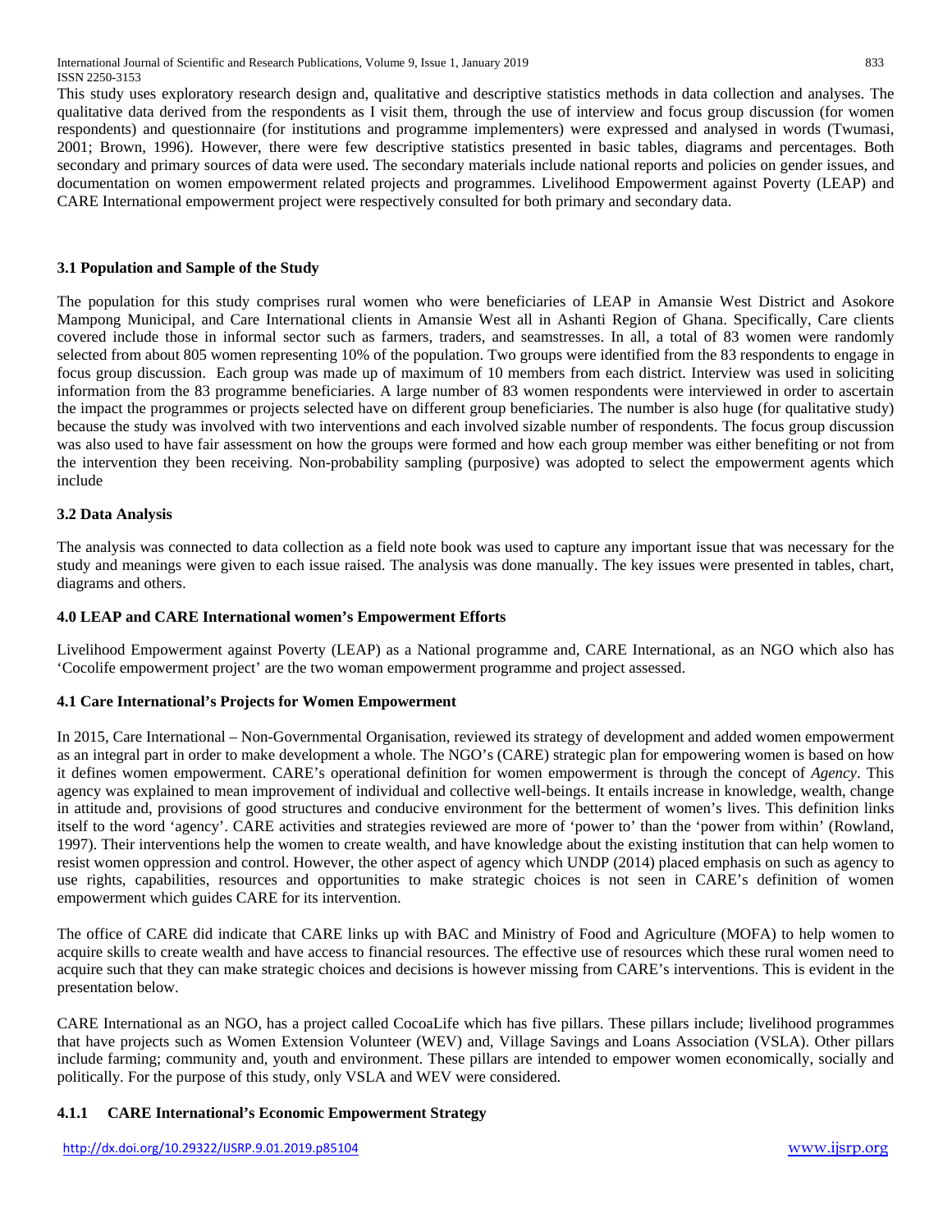This study uses exploratory research design and, qualitative and descriptive statistics methods in data collection and analyses. The qualitative data derived from the respondents as I visit them, through the use of interview and focus group discussion (for women respondents) and questionnaire (for institutions and programme implementers) were expressed and analysed in words (Twumasi, 2001; Brown, 1996). However, there were few descriptive statistics presented in basic tables, diagrams and percentages. Both secondary and primary sources of data were used. The secondary materials include national reports and policies on gender issues, and documentation on women empowerment related projects and programmes. Livelihood Empowerment against Poverty (LEAP) and CARE International empowerment project were respectively consulted for both primary and secondary data.

### 3.1 Population and Sample of the Study

The population for this study comprises rural women who were beneficiaries of LEAP in Amansie West District and Asokore Mampong Municipal, and Care International clients in Amansie West all in Ashanti Region of Ghana. Specifically, Care clients covered include those in informal sector such as farmers, traders, and seamstresses. In all, a total of 83 women were randomly selected from about 805 women representing 10% of the population. Two groups were identified from the 83 respondents to engage in focus group discussion. Each group was made up of maximum of 10 members from each district. Interview was used in soliciting information from the 83 programme beneficiaries. A large number of 83 women respondents were interviewed in order to ascertain the impact the programmes or projects selected have on different group beneficiaries. The number is also huge (for qualitative study) because the study was involved with two interventions and each involved sizable number of respondents. The focus group discussion was also used to have fair assessment on how the groups were formed and how each group member was either benefiting or not from the intervention they been receiving. Non-probability sampling (purposive) was adopted to select the empowerment agents which include

### 3.2 Data Analysis

The analysis was connected to data collection as a field note book was used to capture any important issue that was necessary for the study and meanings were given to each issue raised. The analysis was done manually. The key issues were presented in tables, chart, diagrams and others.

## 4.0 LEAP and CARE International women's Empowerment Efforts

Livelihood Empowerment against Poverty (LEAP) as a National programme and, CARE International, as an NGO which also has 'Cocolife empowerment project' are the two woman empowerment programme and project assessed.

### 4.1 Care International's Projects for Women Empowerment

In 2015, Care International – Non-Governmental Organisation, reviewed its strategy of development and added women empowerment as an integral part in order to make development a whole. The NGO's (CARE) strategic plan for empowering women is based on how it defines women empowerment. CARE's operational definition for women empowerment is through the concept of *Agency*. This agency was explained to mean improvement of individual and collective well-beings. It entails increase in knowledge, wealth, change in attitude and, provisions of good structures and conducive environment for the betterment of women's lives. This definition links itself to the word 'agency'. CARE activities and strategies reviewed are more of 'power to' than the 'power from within' (Rowland, 1997). Their interventions help the women to create wealth, and have knowledge about the existing institution that can help women to resist women oppression and control. However, the other aspect of agency which UNDP (2014) placed emphasis on such as agency to use rights, capabilities, resources and opportunities to make strategic choices is not seen in CARE's definition of women empowerment which guides CARE for its intervention.

The office of CARE did indicate that CARE links up with BAC and Ministry of Food and Agriculture (MOFA) to help women to acquire skills to create wealth and have access to financial resources. The effective use of resources which these rural women need to acquire such that they can make strategic choices and decisions is however missing from CARE's interventions. This is evident in the presentation below.

CARE International as an NGO, has a project called CocoaLife which has five pillars. These pillars include; livelihood programmes that have projects such as Women Extension Volunteer (WEV) and, Village Savings and Loans Association (VSLA). Other pillars include farming; community and, youth and environment. These pillars are intended to empower women economically, socially and politically. For the purpose of this study, only VSLA and WEV were considered.

#### 4.1.1 CARE International's Economic Empowerment Strategy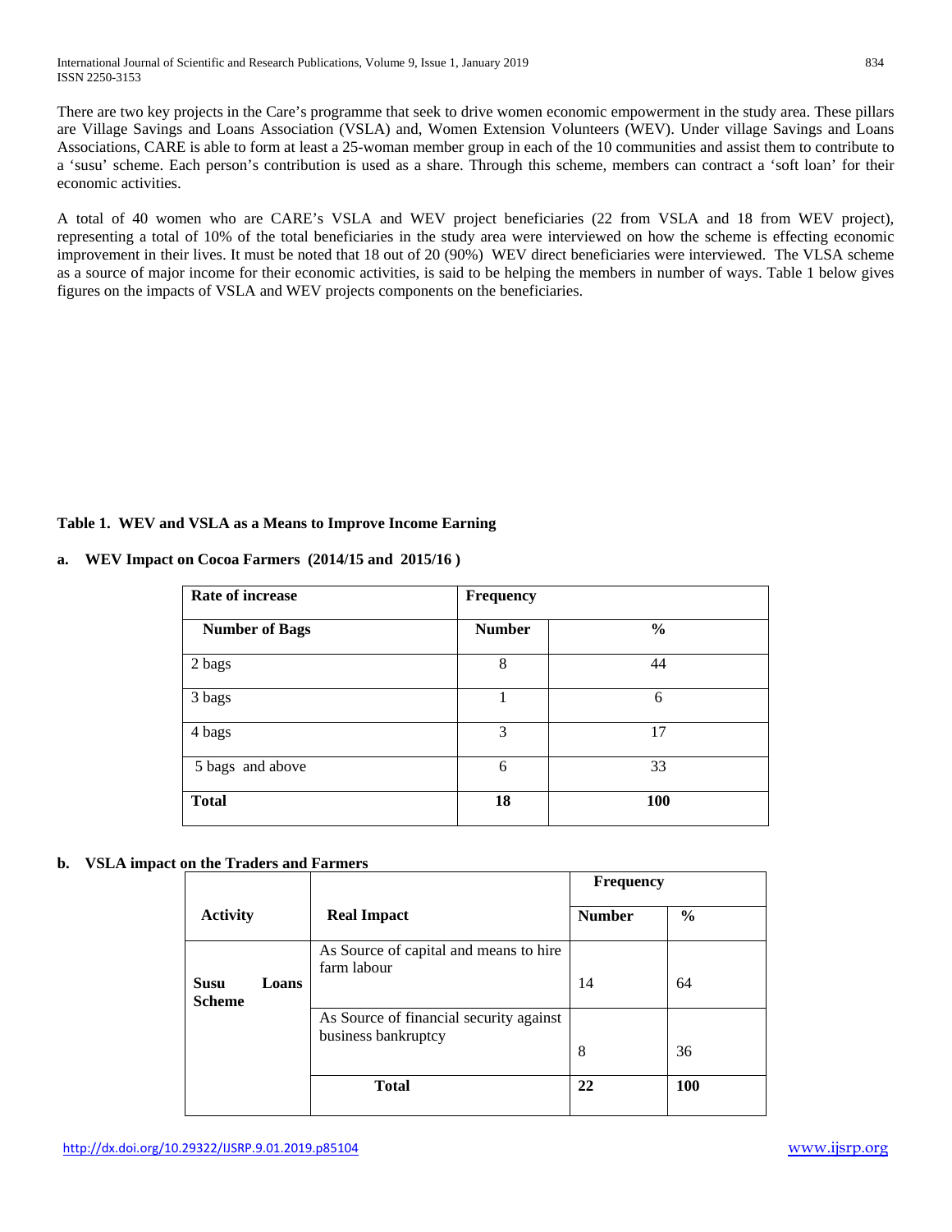There are two key projects in the Care's programme that seek to drive women economic empowerment in the study area. These pillars are Village Savings and Loans Association (VSLA) and, Women Extension Volunteers (WEV). Under village Savings and Loans Associations, CARE is able to form at least a 25-woman member group in each of the 10 communities and assist them to contribute to a 'susu' scheme. Each person's contribution is used as a share. Through this scheme, members can contract a 'soft loan' for their economic activities.

A total of 40 women who are CARE's VSLA and WEV project beneficiaries (22 from VSLA and 18 from WEV project), representing a total of 10% of the total beneficiaries in the study area were interviewed on how the scheme is effecting economic improvement in their lives. It must be noted that 18 out of 20 (90%) WEV direct beneficiaries were interviewed. The VLSA scheme as a source of major income for their economic activities, is said to be helping the members in number of ways. Table 1 below gives figures on the impacts of VSLA and WEV projects components on the beneficiaries.

**Table 1. WEV and VSLA as a Means to Improve Income Earning**

**a. WEV Impact on Cocoa Farmers (2014/15 and 2015/16 )**

| **Rate of increase** | **Frequency** | |
|---|---|---|
| **Number of Bags** | **Number** | **%** |
| 2 bags | 8 | 44 |
| 3 bags | 1 | 6 |
| 4 bags | 3 | 17 |
| 5 bags and above | 6 | 33 |
| **Total** | **18** | **100** |

**b. VSLA impact on the Traders and Farmers**

| | | **Frequency** | |
|---|---|---|---|
| **Activity** | **Real Impact** | **Number** | **%** |
| **Susu Loans Scheme** | As Source of capital and means to hire farm labour | 14 | 64 |
| | As Source of financial security against business bankruptcy | 8 | 36 |
| | **Total** | **22** | **100** |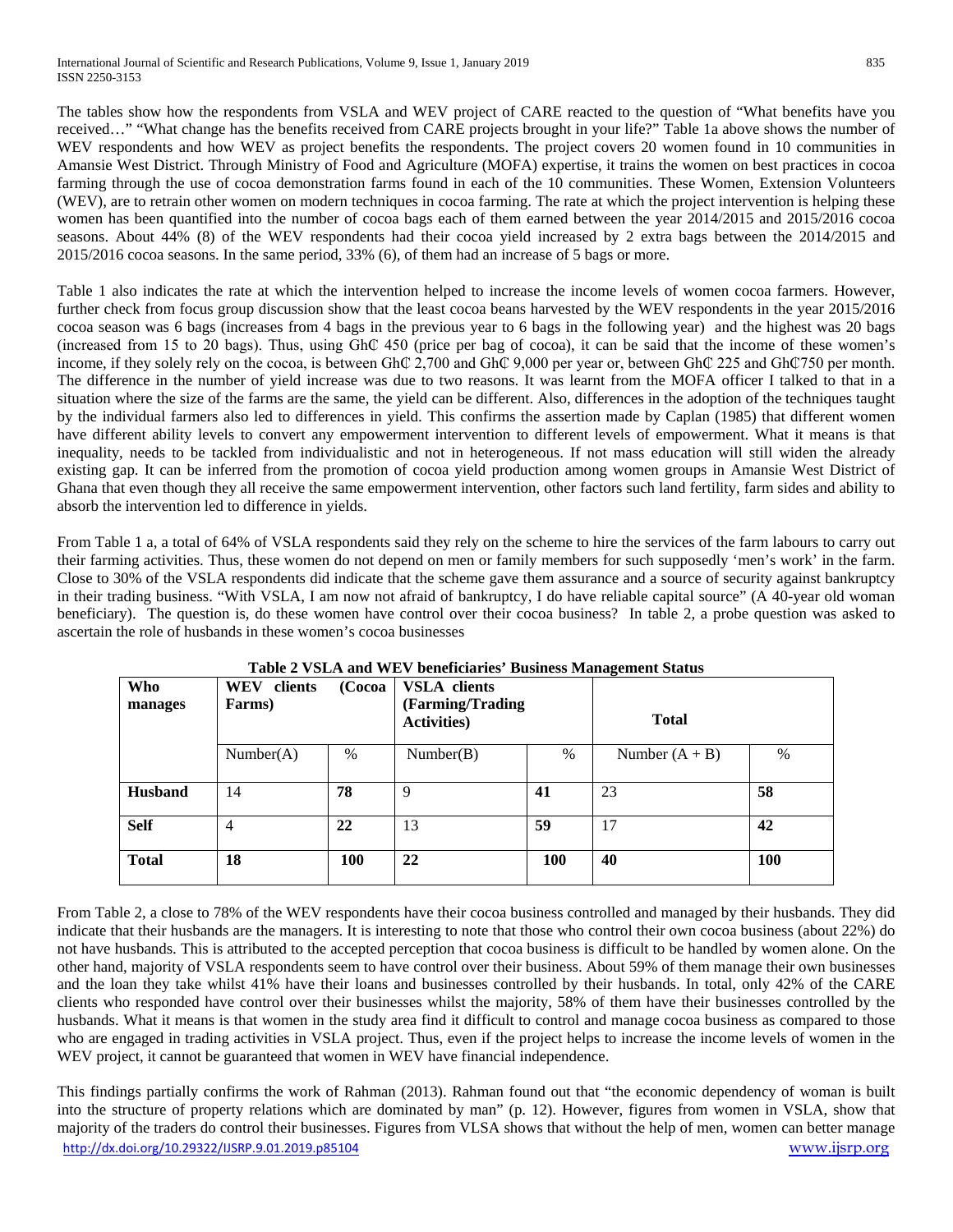The tables show how the respondents from VSLA and WEV project of CARE reacted to the question of "What benefits have you received…" "What change has the benefits received from CARE projects brought in your life?" Table 1a above shows the number of WEV respondents and how WEV as project benefits the respondents. The project covers 20 women found in 10 communities in Amansie West District. Through Ministry of Food and Agriculture (MOFA) expertise, it trains the women on best practices in cocoa farming through the use of cocoa demonstration farms found in each of the 10 communities. These Women, Extension Volunteers (WEV), are to retrain other women on modern techniques in cocoa farming. The rate at which the project intervention is helping these women has been quantified into the number of cocoa bags each of them earned between the year 2014/2015 and 2015/2016 cocoa seasons. About 44% (8) of the WEV respondents had their cocoa yield increased by 2 extra bags between the 2014/2015 and 2015/2016 cocoa seasons. In the same period, 33% (6), of them had an increase of 5 bags or more.

Table 1 also indicates the rate at which the intervention helped to increase the income levels of women cocoa farmers. However, further check from focus group discussion show that the least cocoa beans harvested by the WEV respondents in the year 2015/2016 cocoa season was 6 bags (increases from 4 bags in the previous year to 6 bags in the following year) and the highest was 20 bags (increased from 15 to 20 bags). Thus, using GhȻ 450 (price per bag of cocoa), it can be said that the income of these women's income, if they solely rely on the cocoa, is between GhȻ 2,700 and GhȻ 9,000 per year or, between GhȻ 225 and GhȻ750 per month. The difference in the number of yield increase was due to two reasons. It was learnt from the MOFA officer I talked to that in a situation where the size of the farms are the same, the yield can be different. Also, differences in the adoption of the techniques taught by the individual farmers also led to differences in yield. This confirms the assertion made by Caplan (1985) that different women have different ability levels to convert any empowerment intervention to different levels of empowerment. What it means is that inequality, needs to be tackled from individualistic and not in heterogeneous. If not mass education will still widen the already existing gap. It can be inferred from the promotion of cocoa yield production among women groups in Amansie West District of Ghana that even though they all receive the same empowerment intervention, other factors such land fertility, farm sides and ability to absorb the intervention led to difference in yields.

From Table 1 a, a total of 64% of VSLA respondents said they rely on the scheme to hire the services of the farm labours to carry out their farming activities. Thus, these women do not depend on men or family members for such supposedly 'men's work' in the farm. Close to 30% of the VSLA respondents did indicate that the scheme gave them assurance and a source of security against bankruptcy in their trading business. "With VSLA, I am now not afraid of bankruptcy, I do have reliable capital source" (A 40-year old woman beneficiary). The question is, do these women have control over their cocoa business? In table 2, a probe question was asked to ascertain the role of husbands in these women's cocoa businesses

**Table 2 VSLA and WEV beneficiaries' Business Management Status**

| Who manages | WEV clients (Cocoa Farms) | | VSLA clients (Farming/Trading Activities) | | Total | |
|---|---|---|---|---|---|---|
| | Number(A) | % | Number(B) | % | Number (A + B) | % |
| **Husband** | 14 | **78** | 9 | **41** | 23 | **58** |
| **Self** | 4 | **22** | 13 | **59** | 17 | **42** |
| **Total** | **18** | **100** | **22** | **100** | **40** | **100** |

From Table 2, a close to 78% of the WEV respondents have their cocoa business controlled and managed by their husbands. They did indicate that their husbands are the managers. It is interesting to note that those who control their own cocoa business (about 22%) do not have husbands. This is attributed to the accepted perception that cocoa business is difficult to be handled by women alone. On the other hand, majority of VSLA respondents seem to have control over their business. About 59% of them manage their own businesses and the loan they take whilst 41% have their loans and businesses controlled by their husbands. In total, only 42% of the CARE clients who responded have control over their businesses whilst the majority, 58% of them have their businesses controlled by the husbands. What it means is that women in the study area find it difficult to control and manage cocoa business as compared to those who are engaged in trading activities in VSLA project. Thus, even if the project helps to increase the income levels of women in the WEV project, it cannot be guaranteed that women in WEV have financial independence.

This findings partially confirms the work of Rahman (2013). Rahman found out that "the economic dependency of woman is built into the structure of property relations which are dominated by man" (p. 12). However, figures from women in VSLA, show that majority of the traders do control their businesses. Figures from VLSA shows that without the help of men, women can better manage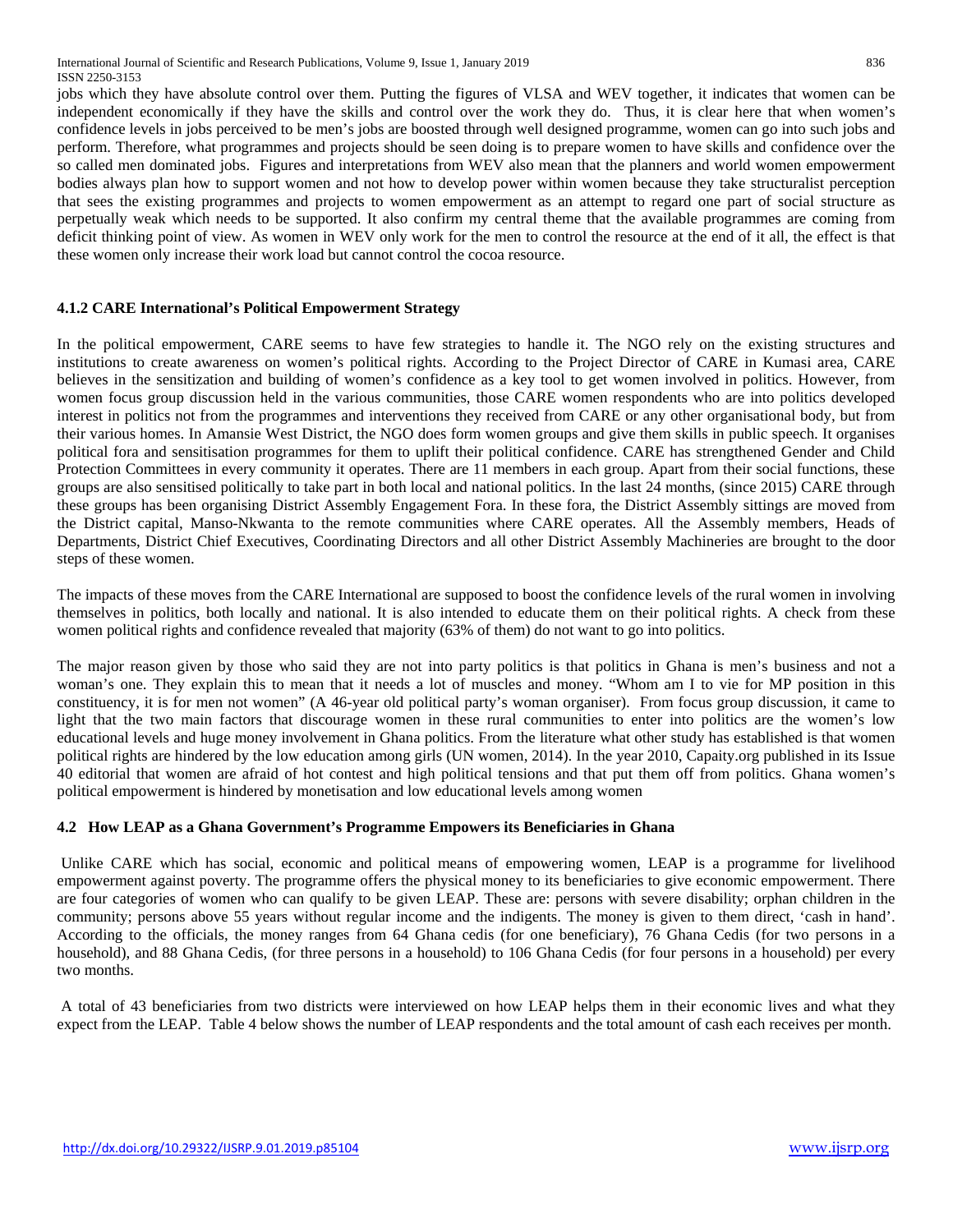jobs which they have absolute control over them. Putting the figures of VLSA and WEV together, it indicates that women can be independent economically if they have the skills and control over the work they do. Thus, it is clear here that when women's confidence levels in jobs perceived to be men's jobs are boosted through well designed programme, women can go into such jobs and perform. Therefore, what programmes and projects should be seen doing is to prepare women to have skills and confidence over the so called men dominated jobs. Figures and interpretations from WEV also mean that the planners and world women empowerment bodies always plan how to support women and not how to develop power within women because they take structuralist perception that sees the existing programmes and projects to women empowerment as an attempt to regard one part of social structure as perpetually weak which needs to be supported. It also confirm my central theme that the available programmes are coming from deficit thinking point of view. As women in WEV only work for the men to control the resource at the end of it all, the effect is that these women only increase their work load but cannot control the cocoa resource.

### 4.1.2 CARE International's Political Empowerment Strategy

In the political empowerment, CARE seems to have few strategies to handle it. The NGO rely on the existing structures and institutions to create awareness on women's political rights. According to the Project Director of CARE in Kumasi area, CARE believes in the sensitization and building of women's confidence as a key tool to get women involved in politics. However, from women focus group discussion held in the various communities, those CARE women respondents who are into politics developed interest in politics not from the programmes and interventions they received from CARE or any other organisational body, but from their various homes. In Amansie West District, the NGO does form women groups and give them skills in public speech. It organises political fora and sensitisation programmes for them to uplift their political confidence. CARE has strengthened Gender and Child Protection Committees in every community it operates. There are 11 members in each group. Apart from their social functions, these groups are also sensitised politically to take part in both local and national politics. In the last 24 months, (since 2015) CARE through these groups has been organising District Assembly Engagement Fora. In these fora, the District Assembly sittings are moved from the District capital, Manso-Nkwanta to the remote communities where CARE operates. All the Assembly members, Heads of Departments, District Chief Executives, Coordinating Directors and all other District Assembly Machineries are brought to the door steps of these women.

The impacts of these moves from the CARE International are supposed to boost the confidence levels of the rural women in involving themselves in politics, both locally and national. It is also intended to educate them on their political rights. A check from these women political rights and confidence revealed that majority (63% of them) do not want to go into politics.

The major reason given by those who said they are not into party politics is that politics in Ghana is men's business and not a woman's one. They explain this to mean that it needs a lot of muscles and money. "Whom am I to vie for MP position in this constituency, it is for men not women" (A 46-year old political party's woman organiser). From focus group discussion, it came to light that the two main factors that discourage women in these rural communities to enter into politics are the women's low educational levels and huge money involvement in Ghana politics. From the literature what other study has established is that women political rights are hindered by the low education among girls (UN women, 2014). In the year 2010, Capaity.org published in its Issue 40 editorial that women are afraid of hot contest and high political tensions and that put them off from politics. Ghana women's political empowerment is hindered by monetisation and low educational levels among women

## 4.2 How LEAP as a Ghana Government's Programme Empowers its Beneficiaries in Ghana

Unlike CARE which has social, economic and political means of empowering women, LEAP is a programme for livelihood empowerment against poverty. The programme offers the physical money to its beneficiaries to give economic empowerment. There are four categories of women who can qualify to be given LEAP. These are: persons with severe disability; orphan children in the community; persons above 55 years without regular income and the indigents. The money is given to them direct, 'cash in hand'. According to the officials, the money ranges from 64 Ghana cedis (for one beneficiary), 76 Ghana Cedis (for two persons in a household), and 88 Ghana Cedis, (for three persons in a household) to 106 Ghana Cedis (for four persons in a household) per every two months.

A total of 43 beneficiaries from two districts were interviewed on how LEAP helps them in their economic lives and what they expect from the LEAP. Table 4 below shows the number of LEAP respondents and the total amount of cash each receives per month.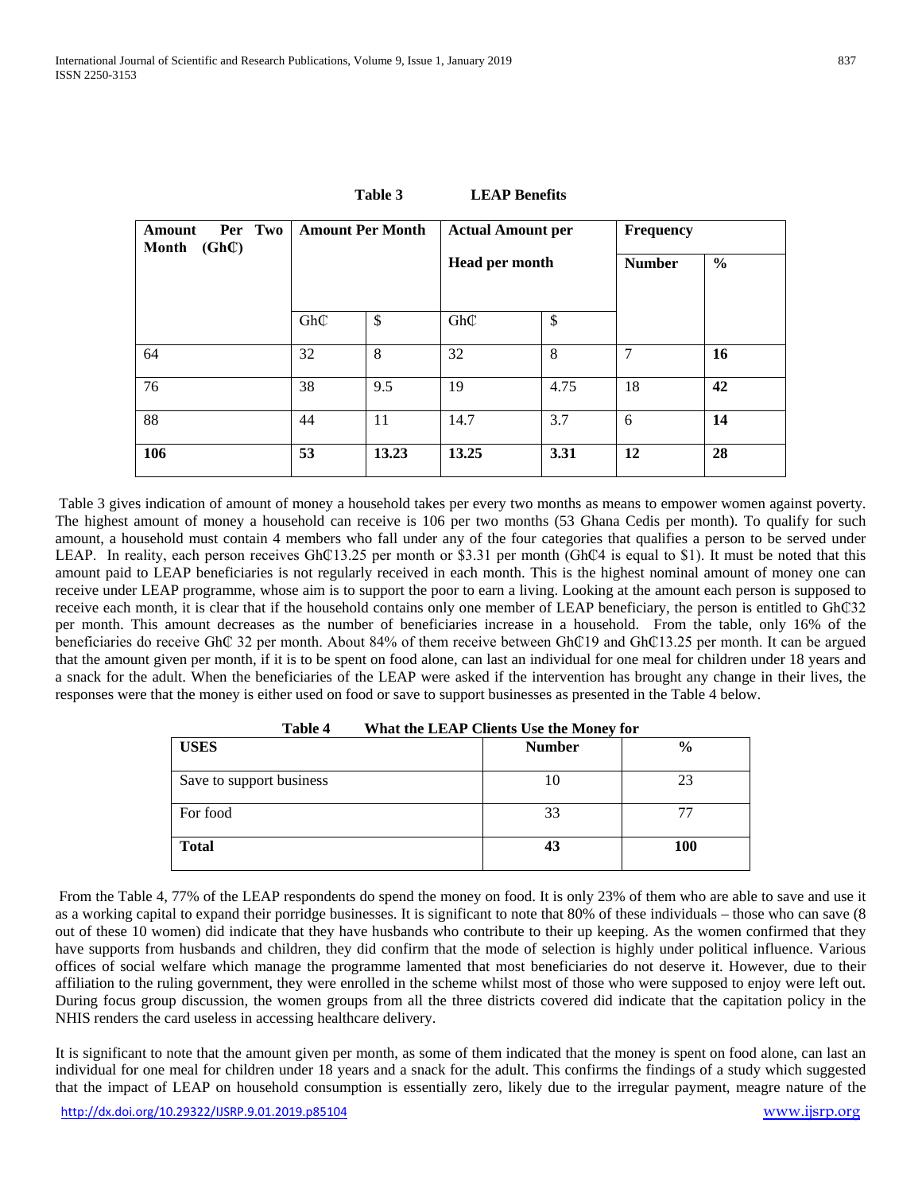**Table 3 LEAP Benefits**

| Amount Per Two Month (GhȻ) | Amount Per Month | | Actual Amount per Head per month | | Frequency | |
|---|---|---|---|---|---|---|
| | GhȻ | $ | GhȻ | $ | Number | % |
| 64 | 32 | 8 | 32 | 8 | 7 | **16** |
| 76 | 38 | 9.5 | 19 | 4.75 | 18 | **42** |
| 88 | 44 | 11 | 14.7 | 3.7 | 6 | **14** |
| **106** | **53** | **13.23** | **13.25** | **3.31** | **12** | **28** |

Table 3 gives indication of amount of money a household takes per every two months as means to empower women against poverty. The highest amount of money a household can receive is 106 per two months (53 Ghana Cedis per month). To qualify for such amount, a household must contain 4 members who fall under any of the four categories that qualifies a person to be served under LEAP. In reality, each person receives GhȻ13.25 per month or $3.31 per month (GhȻ4 is equal to $1). It must be noted that this amount paid to LEAP beneficiaries is not regularly received in each month. This is the highest nominal amount of money one can receive under LEAP programme, whose aim is to support the poor to earn a living. Looking at the amount each person is supposed to receive each month, it is clear that if the household contains only one member of LEAP beneficiary, the person is entitled to GhȻ32 per month. This amount decreases as the number of beneficiaries increase in a household. From the table, only 16% of the beneficiaries do receive GhȻ 32 per month. About 84% of them receive between GhȻ19 and GhȻ13.25 per month. It can be argued that the amount given per month, if it is to be spent on food alone, can last an individual for one meal for children under 18 years and a snack for the adult. When the beneficiaries of the LEAP were asked if the intervention has brought any change in their lives, the responses were that the money is either used on food or save to support businesses as presented in the Table 4 below.

**Table 4 What the LEAP Clients Use the Money for**

| USES | Number | % |
|---|---|---|
| Save to support business | 10 | 23 |
| For food | 33 | 77 |
| **Total** | **43** | **100** |

From the Table 4, 77% of the LEAP respondents do spend the money on food. It is only 23% of them who are able to save and use it as a working capital to expand their porridge businesses. It is significant to note that 80% of these individuals – those who can save (8 out of these 10 women) did indicate that they have husbands who contribute to their up keeping. As the women confirmed that they have supports from husbands and children, they did confirm that the mode of selection is highly under political influence. Various offices of social welfare which manage the programme lamented that most beneficiaries do not deserve it. However, due to their affiliation to the ruling government, they were enrolled in the scheme whilst most of those who were supposed to enjoy were left out. During focus group discussion, the women groups from all the three districts covered did indicate that the capitation policy in the NHIS renders the card useless in accessing healthcare delivery.

It is significant to note that the amount given per month, as some of them indicated that the money is spent on food alone, can last an individual for one meal for children under 18 years and a snack for the adult. This confirms the findings of a study which suggested that the impact of LEAP on household consumption is essentially zero, likely due to the irregular payment, meagre nature of the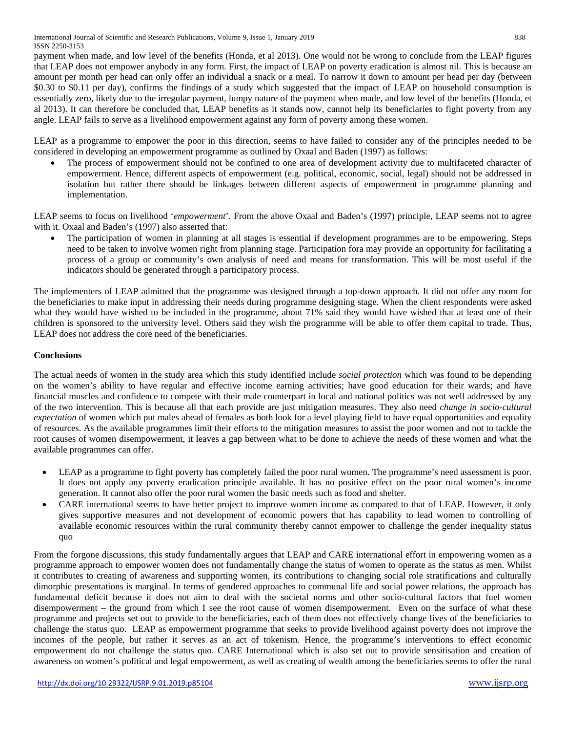payment when made, and low level of the benefits (Honda, et al 2013). One would not be wrong to conclude from the LEAP figures that LEAP does not empower anybody in any form. First, the impact of LEAP on poverty eradication is almost nil. This is because an amount per month per head can only offer an individual a snack or a meal. To narrow it down to amount per head per day (between $0.30 to $0.11 per day), confirms the findings of a study which suggested that the impact of LEAP on household consumption is essentially zero, likely due to the irregular payment, lumpy nature of the payment when made, and low level of the benefits (Honda, et al 2013). It can therefore be concluded that, LEAP benefits as it stands now, cannot help its beneficiaries to fight poverty from any angle. LEAP fails to serve as a livelihood empowerment against any form of poverty among these women.

LEAP as a programme to empower the poor in this direction, seems to have failed to consider any of the principles needed to be considered in developing an empowerment programme as outlined by Oxaal and Baden (1997) as follows:

- The process of empowerment should not be confined to one area of development activity due to multifaceted character of empowerment. Hence, different aspects of empowerment (e.g. political, economic, social, legal) should not be addressed in isolation but rather there should be linkages between different aspects of empowerment in programme planning and implementation.

LEAP seems to focus on livelihood '*empowerment*'. From the above Oxaal and Baden's (1997) principle, LEAP seems not to agree with it. Oxaal and Baden's (1997) also asserted that:

- The participation of women in planning at all stages is essential if development programmes are to be empowering. Steps need to be taken to involve women right from planning stage. Participation fora may provide an opportunity for facilitating a process of a group or community's own analysis of need and means for transformation. This will be most useful if the indicators should be generated through a participatory process.

The implementers of LEAP admitted that the programme was designed through a top-down approach. It did not offer any room for the beneficiaries to make input in addressing their needs during programme designing stage. When the client respondents were asked what they would have wished to be included in the programme, about 71% said they would have wished that at least one of their children is sponsored to the university level. Others said they wish the programme will be able to offer them capital to trade. Thus, LEAP does not address the core need of the beneficiaries.

**Conclusions**

The actual needs of women in the study area which this study identified include *social protection* which was found to be depending on the women's ability to have regular and effective income earning activities; have good education for their wards; and have financial muscles and confidence to compete with their male counterpart in local and national politics was not well addressed by any of the two intervention. This is because all that each provide are just mitigation measures. They also need *change in socio-cultural expectation* of women which put males ahead of females as both look for a level playing field to have equal opportunities and equality of resources. As the available programmes limit their efforts to the mitigation measures to assist the poor women and not to tackle the root causes of women disempowerment, it leaves a gap between what to be done to achieve the needs of these women and what the available programmes can offer.

- LEAP as a programme to fight poverty has completely failed the poor rural women. The programme's need assessment is poor. It does not apply any poverty eradication principle available. It has no positive effect on the poor rural women's income generation. It cannot also offer the poor rural women the basic needs such as food and shelter.
- CARE international seems to have better project to improve women income as compared to that of LEAP. However, it only gives supportive measures and not development of economic powers that has capability to lead women to controlling of available economic resources within the rural community thereby cannot empower to challenge the gender inequality status quo

From the forgone discussions, this study fundamentally argues that LEAP and CARE international effort in empowering women as a programme approach to empower women does not fundamentally change the status of women to operate as the status as men. Whilst it contributes to creating of awareness and supporting women, its contributions to changing social role stratifications and culturally dimorphic presentations is marginal. In terms of gendered approaches to communal life and social power relations, the approach has fundamental deficit because it does not aim to deal with the societal norms and other socio-cultural factors that fuel women disempowerment – the ground from which I see the root cause of women disempowerment. Even on the surface of what these programme and projects set out to provide to the beneficiaries, each of them does not effectively change lives of the beneficiaries to challenge the status quo. LEAP as empowerment programme that seeks to provide livelihood against poverty does not improve the incomes of the people, but rather it serves as an act of tokenism. Hence, the programme's interventions to effect economic empowerment do not challenge the status quo. CARE International which is also set out to provide sensitisation and creation of awareness on women's political and legal empowerment, as well as creating of wealth among the beneficiaries seems to offer the rural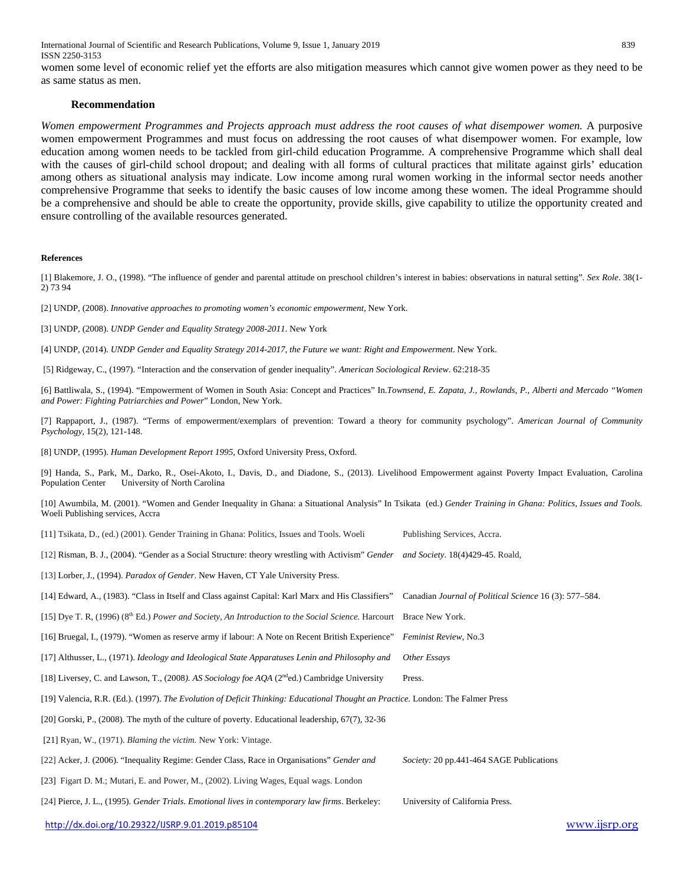women some level of economic relief yet the efforts are also mitigation measures which cannot give women power as they need to be as same status as men.

### Recommendation

*Women empowerment Programmes and Projects approach must address the root causes of what disempower women.* A purposive women empowerment Programmes and must focus on addressing the root causes of what disempower women. For example, low education among women needs to be tackled from girl-child education Programme. A comprehensive Programme which shall deal with the causes of girl-child school dropout; and dealing with all forms of cultural practices that militate against girls' education among others as situational analysis may indicate. Low income among rural women working in the informal sector needs another comprehensive Programme that seeks to identify the basic causes of low income among these women. The ideal Programme should be a comprehensive and should be able to create the opportunity, provide skills, give capability to utilize the opportunity created and ensure controlling of the available resources generated.

#### References

[1] Blakemore, J. O., (1998). "The influence of gender and parental attitude on preschool children's interest in babies: observations in natural setting". *Sex Role*. 38(1-2) 73 94

[2] UNDP, (2008). *Innovative approaches to promoting women's economic empowerment*, New York.

[3] UNDP, (2008). *UNDP Gender and Equality Strategy 2008-2011*. New York

[4] UNDP, (2014). *UNDP Gender and Equality Strategy 2014-2017, the Future we want: Right and Empowerment*. New York.

[5] Ridgeway, C., (1997). "Interaction and the conservation of gender inequality". *American Sociological Review*. 62:218-35

[6] Battliwala, S., (1994). "Empowerment of Women in South Asia: Concept and Practices" In.*Townsend, E. Zapata, J., Rowlands, P., Alberti and Mercado "Women and Power: Fighting Patriarchies and Power*" London, New York.

[7] Rappaport, J., (1987). "Terms of empowerment/exemplars of prevention: Toward a theory for community psychology". *American Journal of Community Psychology*, 15(2), 121-148.

[8] UNDP, (1995). *Human Development Report 1995*, Oxford University Press, Oxford.

[9] Handa, S., Park, M., Darko, R., Osei-Akoto, I., Davis, D., and Diadone, S., (2013). Livelihood Empowerment against Poverty Impact Evaluation, Carolina Population Center University of North Carolina

[10] Awumbila, M. (2001). "Women and Gender Inequality in Ghana: a Situational Analysis" In Tsikata (ed.) *Gender Training in Ghana: Politics, Issues and Tools.* Woeli Publishing services, Accra

[11] Tsikata, D., (ed.) (2001). Gender Training in Ghana: Politics, Issues and Tools. Woeli Publishing Services, Accra.

[12] Risman, B. J., (2004). "Gender as a Social Structure: theory wrestling with Activism" *Gender and Society*. 18(4)429-45. Roald,

[13] Lorber, J., (1994). *Paradox of Gender*. New Haven, CT Yale University Press.

[14] Edward, A., (1983). "Class in Itself and Class against Capital: Karl Marx and His Classifiers" Canadian *Journal of Political Science* 16 (3): 577–584.

[15] Dye T. R, (1996) (8th Ed.) *Power and Society, An Introduction to the Social Science.* Harcourt Brace New York.

[16] Bruegal, I., (1979). "Women as reserve army if labour: A Note on Recent British Experience" *Feminist Review*, No.3

[17] Althusser, L., (1971). *Ideology and Ideological State Apparatuses Lenin and Philosophy and Other Essays*

[18] Liversey, C. and Lawson, T., (2008*). AS Sociology foe AQA* (2nded.) Cambridge University Press.

[19] Valencia, R.R. (Ed.). (1997). *The Evolution of Deficit Thinking: Educational Thought an Practice.* London: The Falmer Press

[20] Gorski, P., (2008). The myth of the culture of poverty. Educational leadership, 67(7), 32-36

[21] Ryan, W., (1971). *Blaming the victim.* New York: Vintage.

[22] Acker, J. (2006). "Inequality Regime: Gender Class, Race in Organisations" *Gender and Society:* 20 pp.441-464 SAGE Publications

[23] Figart D. M.; Mutari, E. and Power, M., (2002). Living Wages, Equal wags. London

[24] Pierce, J. L., (1995). *Gender Trials. Emotional lives in contemporary law firms*. Berkeley: University of California Press.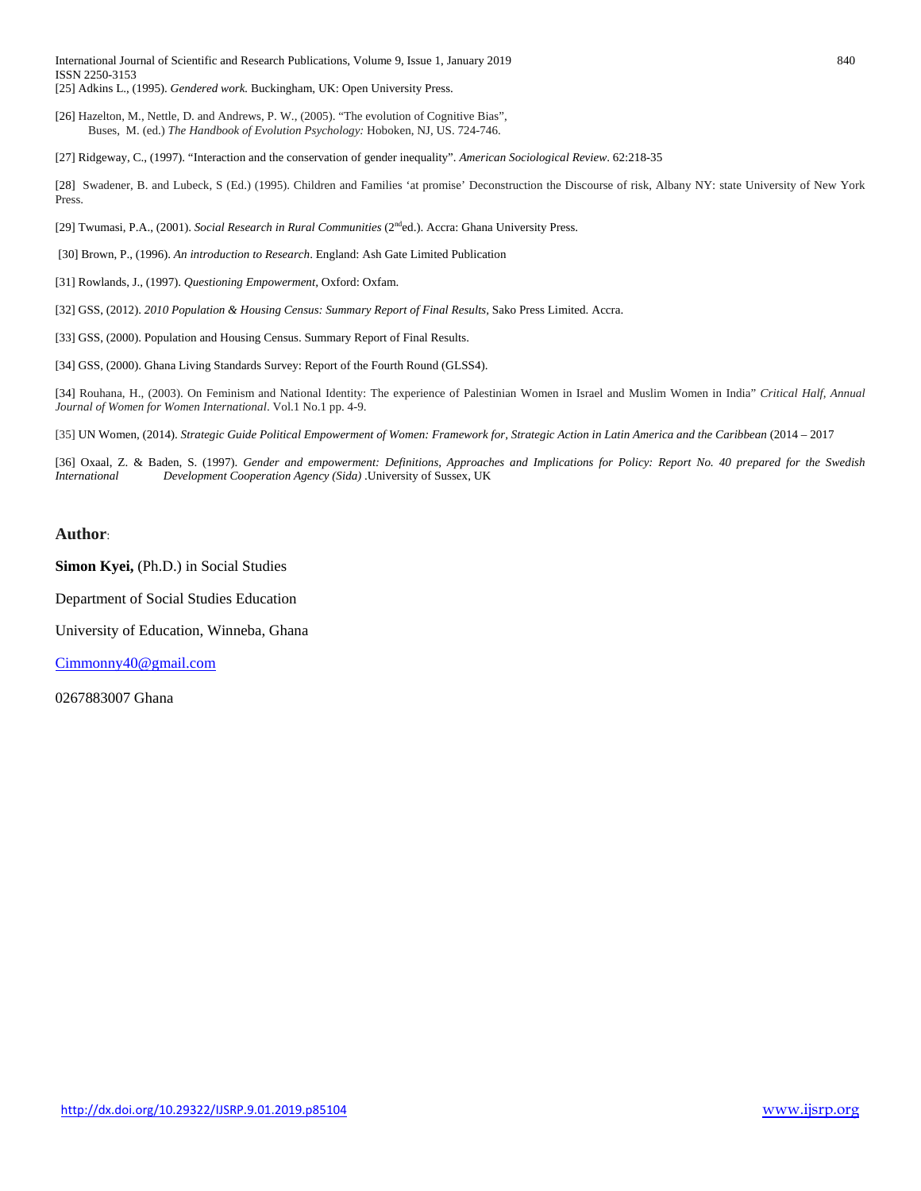[25] Adkins L., (1995). *Gendered work.* Buckingham, UK: Open University Press.

[26] Hazelton, M., Nettle, D. and Andrews, P. W., (2005). "The evolution of Cognitive Bias", Buses, M. (ed.) *The Handbook of Evolution Psychology:* Hoboken, NJ, US. 724-746.

[27] Ridgeway, C., (1997). "Interaction and the conservation of gender inequality". *American Sociological Review*. 62:218-35

[28] Swadener, B. and Lubeck, S (Ed.) (1995). Children and Families 'at promise' Deconstruction the Discourse of risk, Albany NY: state University of New York Press.

[29] Twumasi, P.A., (2001). *Social Research in Rural Communities* (2nd ed.). Accra: Ghana University Press.

[30] Brown, P., (1996). *An introduction to Research*. England: Ash Gate Limited Publication

[31] Rowlands, J., (1997). *Questioning Empowerment*, Oxford: Oxfam.

[32] GSS, (2012). *2010 Population & Housing Census: Summary Report of Final Results*, Sako Press Limited. Accra.

[33] GSS, (2000). Population and Housing Census. Summary Report of Final Results.

[34] GSS, (2000). Ghana Living Standards Survey: Report of the Fourth Round (GLSS4).

[34] Rouhana, H., (2003). On Feminism and National Identity: The experience of Palestinian Women in Israel and Muslim Women in India" *Critical Half, Annual Journal of Women for Women International*. Vol.1 No.1 pp. 4-9.

[35] UN Women, (2014). *Strategic Guide Political Empowerment of Women: Framework for, Strategic Action in Latin America and the Caribbean* (2014 – 2017

[36] Oxaal, Z. & Baden, S. (1997). *Gender and empowerment: Definitions, Approaches and Implications for Policy: Report No. 40 prepared for the Swedish International Development Cooperation Agency (Sida)* .University of Sussex, UK

## Author:

**Simon Kyei,** (Ph.D.) in Social Studies

Department of Social Studies Education

University of Education, Winneba, Ghana

Cimmonny40@gmail.com

0267883007 Ghana